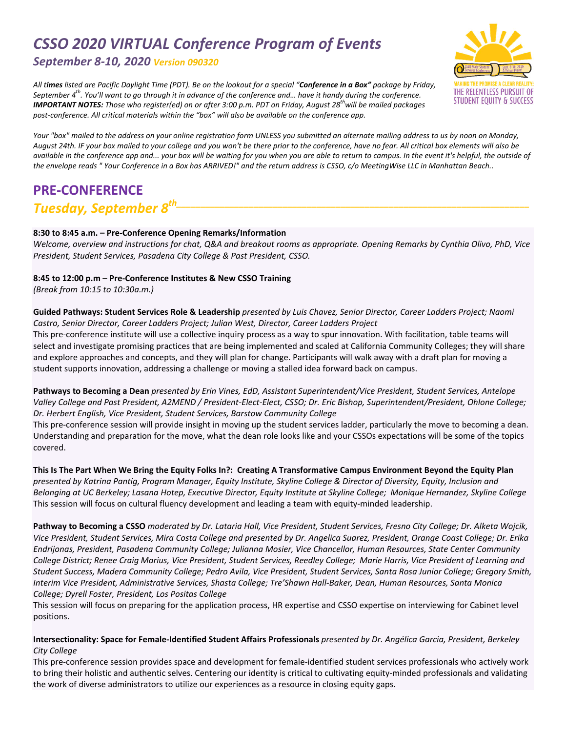# *CSSO 2020 VIRTUAL Conference Program of Events*

### *September 8-10, 2020 Version 090320*

MAKING THE PROMISE A CLEAR REALITY: THE RELENTLESS PURSUIT OF STUDENT EQUITY & SUCCESS

*All times listed are Pacific Daylight Time (PDT). Be on the lookout for a special "**Conference in a Box"** package by Friday, September 4th. You'll want to go through it in advance of the conference and… have it handy during the conference.* ***IMPORTANT NOTES:*** *Those who register(ed) on or after 3:00 p.m. PDT on Friday, August 28th will be mailed packages post-conference. All critical materials within the "box" will also be available on the conference app.*

*Your "box" mailed to the address on your online registration form UNLESS you submitted an alternate mailing address to us by noon on Monday, August 24th. IF your box mailed to your college and you won't be there prior to the conference, have no fear. All critical box elements will also be available in the conference app and... your box will be waiting for you when you are able to return to campus. In the event it's helpful, the outside of the envelope reads " Your Conference in a Box has ARRIVED!" and the return address is CSSO, c/o MeetingWise LLC in Manhattan Beach..*

## PRE-CONFERENCE

## *Tuesday, September 8th*

**8:30 to 8:45 a.m. – Pre-Conference Opening Remarks/Information**
*Welcome, overview and instructions for chat, Q&A and breakout rooms as appropriate. Opening Remarks by Cynthia Olivo, PhD, Vice President, Student Services, Pasadena City College & Past President, CSSO.*

**8:45 to 12:00 p.m – Pre-Conference Institutes & New CSSO Training**
*(Break from 10:15 to 10:30a.m.)*

**Guided Pathways: Student Services Role & Leadership** *presented by Luis Chavez, Senior Director, Career Ladders Project; Naomi Castro, Senior Director, Career Ladders Project; Julian West, Director, Career Ladders Project*
This pre-conference institute will use a collective inquiry process as a way to spur innovation. With facilitation, table teams will select and investigate promising practices that are being implemented and scaled at California Community Colleges; they will share and explore approaches and concepts, and they will plan for change. Participants will walk away with a draft plan for moving a student supports innovation, addressing a challenge or moving a stalled idea forward back on campus.

**Pathways to Becoming a Dean** *presented by Erin Vines, EdD, Assistant Superintendent/Vice President, Student Services, Antelope Valley College and Past President, A2MEND / President-Elect-Elect, CSSO; Dr. Eric Bishop, Superintendent/President, Ohlone College; Dr. Herbert English, Vice President, Student Services, Barstow Community College*
This pre-conference session will provide insight in moving up the student services ladder, particularly the move to becoming a dean. Understanding and preparation for the move, what the dean role looks like and your CSSOs expectations will be some of the topics covered.

**This Is The Part When We Bring the Equity Folks In?: Creating A Transformative Campus Environment Beyond the Equity Plan** *presented by Katrina Pantig, Program Manager, Equity Institute, Skyline College & Director of Diversity, Equity, Inclusion and Belonging at UC Berkeley; Lasana Hotep, Executive Director, Equity Institute at Skyline College; Monique Hernandez, Skyline College*
This session will focus on cultural fluency development and leading a team with equity-minded leadership.

**Pathway to Becoming a CSSO** *moderated by Dr. Lataria Hall, Vice President, Student Services, Fresno City College; Dr. Alketa Wojcik, Vice President, Student Services, Mira Costa College and presented by Dr. Angelica Suarez, President, Orange Coast College; Dr. Erika Endrijonas, President, Pasadena Community College; Julianna Mosier, Vice Chancellor, Human Resources, State Center Community College District; Renee Craig Marius, Vice President, Student Services, Reedley College; Marie Harris, Vice President of Learning and Student Success, Madera Community College; Pedro Avila, Vice President, Student Services, Santa Rosa Junior College; Gregory Smith, Interim Vice President, Administrative Services, Shasta College; Tre'Shawn Hall-Baker, Dean, Human Resources, Santa Monica College; Dyrell Foster, President, Los Positas College*
This session will focus on preparing for the application process, HR expertise and CSSO expertise on interviewing for Cabinet level positions.

**Intersectionality: Space for Female-Identified Student Affairs Professionals** *presented by Dr. Angélica Garcia, President, Berkeley City College*
This pre-conference session provides space and development for female-identified student services professionals who actively work to bring their holistic and authentic selves. Centering our identity is critical to cultivating equity-minded professionals and validating the work of diverse administrators to utilize our experiences as a resource in closing equity gaps.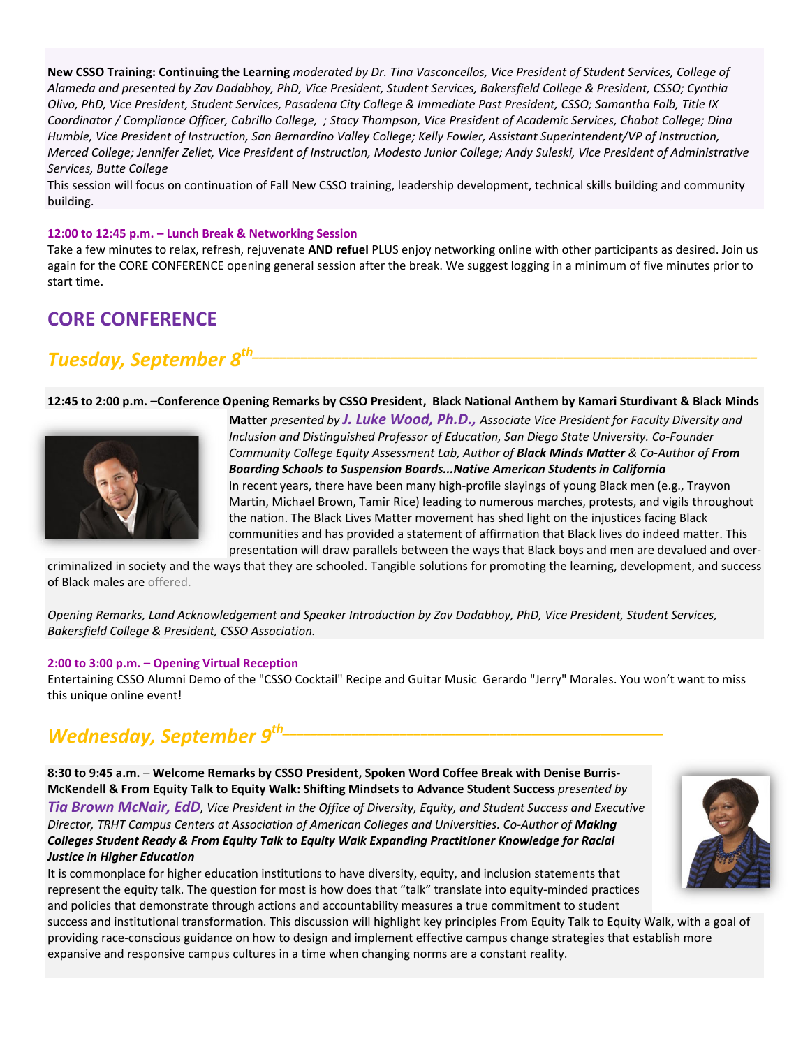**New CSSO Training: Continuing the Learning** *moderated by Dr. Tina Vasconcellos, Vice President of Student Services, College of Alameda and presented by Zav Dadabhoy, PhD, Vice President, Student Services, Bakersfield College & President, CSSO; Cynthia Olivo, PhD, Vice President, Student Services, Pasadena City College & Immediate Past President, CSSO; Samantha Folb, Title IX Coordinator / Compliance Officer, Cabrillo College, ; Stacy Thompson, Vice President of Academic Services, Chabot College; Dina Humble, Vice President of Instruction, San Bernardino Valley College; Kelly Fowler, Assistant Superintendent/VP of Instruction, Merced College; Jennifer Zellet, Vice President of Instruction, Modesto Junior College; Andy Suleski, Vice President of Administrative Services, Butte College*

This session will focus on continuation of Fall New CSSO training, leadership development, technical skills building and community building.

**12:00 to 12:45 p.m. – Lunch Break & Networking Session**

Take a few minutes to relax, refresh, rejuvenate **AND refuel** PLUS enjoy networking online with other participants as desired. Join us again for the CORE CONFERENCE opening general session after the break. We suggest logging in a minimum of five minutes prior to start time.

## CORE CONFERENCE

## *Tuesday, September 8th*

**12:45 to 2:00 p.m. –Conference Opening Remarks by CSSO President, Black National Anthem by Kamari Sturdivant & Black Minds Matter** *presented by* ***J. Luke Wood, Ph.D.,*** *Associate Vice President for Faculty Diversity and Inclusion and Distinguished Professor of Education, San Diego State University. Co-Founder Community College Equity Assessment Lab, Author of* ***Black Minds Matter*** *& Co-Author of* ***From Boarding Schools to Suspension Boards...Native American Students in California***

In recent years, there have been many high-profile slayings of young Black men (e.g., Trayvon Martin, Michael Brown, Tamir Rice) leading to numerous marches, protests, and vigils throughout the nation. The Black Lives Matter movement has shed light on the injustices facing Black communities and has provided a statement of affirmation that Black lives do indeed matter. This presentation will draw parallels between the ways that Black boys and men are devalued and over-criminalized in society and the ways that they are schooled. Tangible solutions for promoting the learning, development, and success of Black males are offered.

*Opening Remarks, Land Acknowledgement and Speaker Introduction by Zav Dadabhoy, PhD, Vice President, Student Services, Bakersfield College & President, CSSO Association.*

**2:00 to 3:00 p.m. – Opening Virtual Reception**

Entertaining CSSO Alumni Demo of the "CSSO Cocktail" Recipe and Guitar Music Gerardo "Jerry" Morales. You won't want to miss this unique online event!

## *Wednesday, September 9th*

**8:30 to 9:45 a.m.** – **Welcome Remarks by CSSO President, Spoken Word Coffee Break with Denise Burris-McKendell & From Equity Talk to Equity Walk: Shifting Mindsets to Advance Student Success** *presented by* ***Tia Brown McNair, EdD****, Vice President in the Office of Diversity, Equity, and Student Success and Executive Director, TRHT Campus Centers at Association of American Colleges and Universities. Co-Author of* ***Making Colleges Student Ready & From Equity Talk to Equity Walk Expanding Practitioner Knowledge for Racial Justice in Higher Education***

It is commonplace for higher education institutions to have diversity, equity, and inclusion statements that represent the equity talk. The question for most is how does that "talk" translate into equity-minded practices and policies that demonstrate through actions and accountability measures a true commitment to student success and institutional transformation. This discussion will highlight key principles From Equity Talk to Equity Walk, with a goal of providing race-conscious guidance on how to design and implement effective campus change strategies that establish more expansive and responsive campus cultures in a time when changing norms are a constant reality.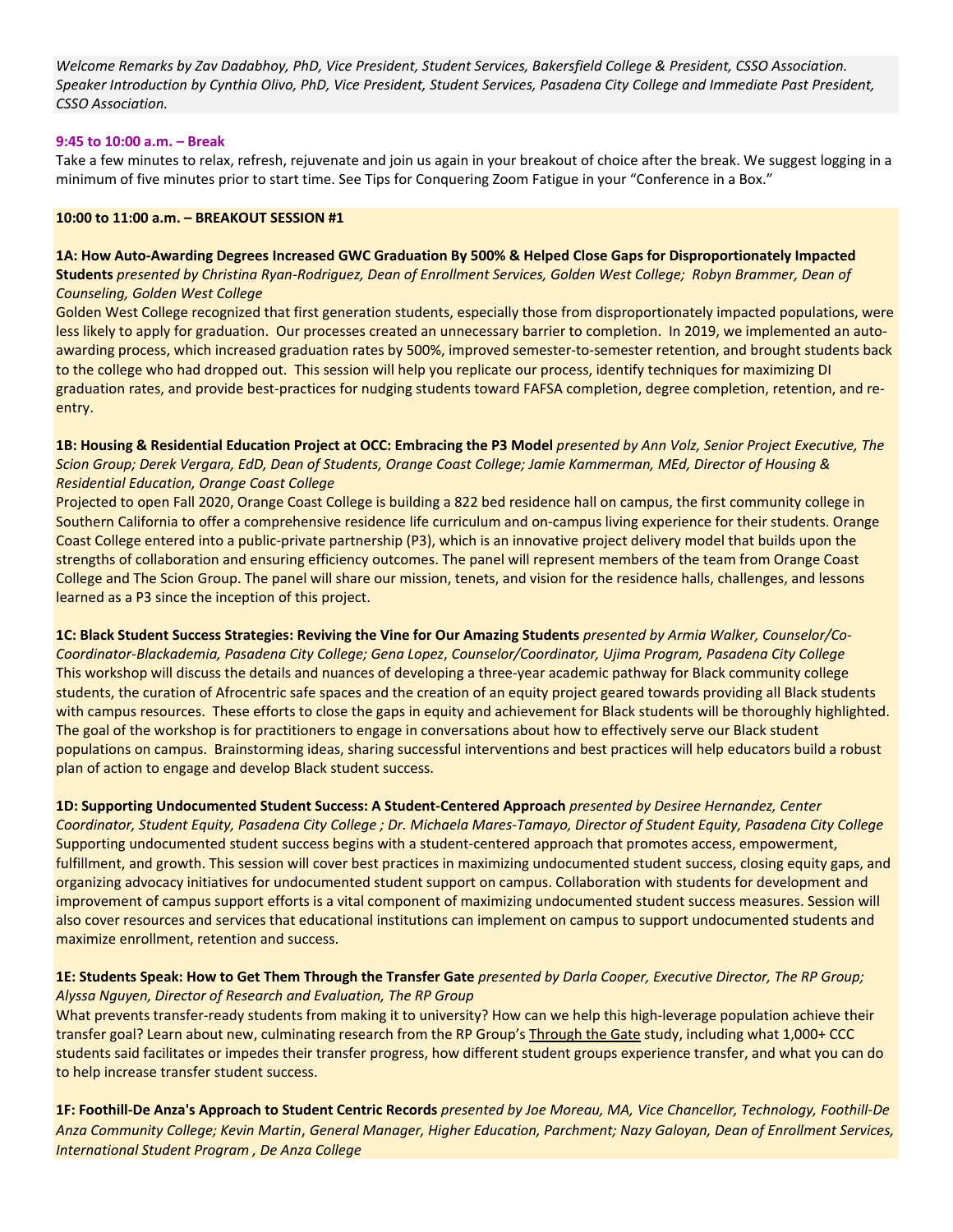*Welcome Remarks by Zav Dadabhoy, PhD, Vice President, Student Services, Bakersfield College & President, CSSO Association. Speaker Introduction by Cynthia Olivo, PhD, Vice President, Student Services, Pasadena City College and Immediate Past President, CSSO Association.*

**9:45 to 10:00 a.m. – Break**

Take a few minutes to relax, refresh, rejuvenate and join us again in your breakout of choice after the break. We suggest logging in a minimum of five minutes prior to start time. See Tips for Conquering Zoom Fatigue in your "Conference in a Box."

**10:00 to 11:00 a.m. – BREAKOUT SESSION #1**

**1A: How Auto-Awarding Degrees Increased GWC Graduation By 500% & Helped Close Gaps for Disproportionately Impacted Students** *presented by Christina Ryan-Rodriguez, Dean of Enrollment Services, Golden West College; Robyn Brammer, Dean of Counseling, Golden West College*

Golden West College recognized that first generation students, especially those from disproportionately impacted populations, were less likely to apply for graduation. Our processes created an unnecessary barrier to completion. In 2019, we implemented an auto-awarding process, which increased graduation rates by 500%, improved semester-to-semester retention, and brought students back to the college who had dropped out. This session will help you replicate our process, identify techniques for maximizing DI graduation rates, and provide best-practices for nudging students toward FAFSA completion, degree completion, retention, and re-entry.

**1B: Housing & Residential Education Project at OCC: Embracing the P3 Model** *presented by Ann Volz, Senior Project Executive, The Scion Group; Derek Vergara, EdD, Dean of Students, Orange Coast College; Jamie Kammerman, MEd, Director of Housing & Residential Education, Orange Coast College*

Projected to open Fall 2020, Orange Coast College is building a 822 bed residence hall on campus, the first community college in Southern California to offer a comprehensive residence life curriculum and on-campus living experience for their students. Orange Coast College entered into a public-private partnership (P3), which is an innovative project delivery model that builds upon the strengths of collaboration and ensuring efficiency outcomes. The panel will represent members of the team from Orange Coast College and The Scion Group. The panel will share our mission, tenets, and vision for the residence halls, challenges, and lessons learned as a P3 since the inception of this project.

**1C: Black Student Success Strategies: Reviving the Vine for Our Amazing Students** *presented by Armia Walker, Counselor/Co-Coordinator-Blackademia, Pasadena City College; Gena Lopez, Counselor/Coordinator, Ujima Program, Pasadena City College*

This workshop will discuss the details and nuances of developing a three-year academic pathway for Black community college students, the curation of Afrocentric safe spaces and the creation of an equity project geared towards providing all Black students with campus resources. These efforts to close the gaps in equity and achievement for Black students will be thoroughly highlighted. The goal of the workshop is for practitioners to engage in conversations about how to effectively serve our Black student populations on campus. Brainstorming ideas, sharing successful interventions and best practices will help educators build a robust plan of action to engage and develop Black student success.

**1D: Supporting Undocumented Student Success: A Student-Centered Approach** *presented by Desiree Hernandez, Center Coordinator, Student Equity, Pasadena City College ; Dr. Michaela Mares-Tamayo, Director of Student Equity, Pasadena City College*

Supporting undocumented student success begins with a student-centered approach that promotes access, empowerment, fulfillment, and growth. This session will cover best practices in maximizing undocumented student success, closing equity gaps, and organizing advocacy initiatives for undocumented student support on campus. Collaboration with students for development and improvement of campus support efforts is a vital component of maximizing undocumented student success measures. Session will also cover resources and services that educational institutions can implement on campus to support undocumented students and maximize enrollment, retention and success.

**1E: Students Speak: How to Get Them Through the Transfer Gate** *presented by Darla Cooper, Executive Director, The RP Group; Alyssa Nguyen, Director of Research and Evaluation, The RP Group*

What prevents transfer-ready students from making it to university? How can we help this high-leverage population achieve their transfer goal? Learn about new, culminating research from the RP Group's Through the Gate study, including what 1,000+ CCC students said facilitates or impedes their transfer progress, how different student groups experience transfer, and what you can do to help increase transfer student success.

**1F: Foothill-De Anza's Approach to Student Centric Records** *presented by Joe Moreau, MA, Vice Chancellor, Technology, Foothill-De Anza Community College; Kevin Martin, General Manager, Higher Education, Parchment; Nazy Galoyan, Dean of Enrollment Services, International Student Program , De Anza College*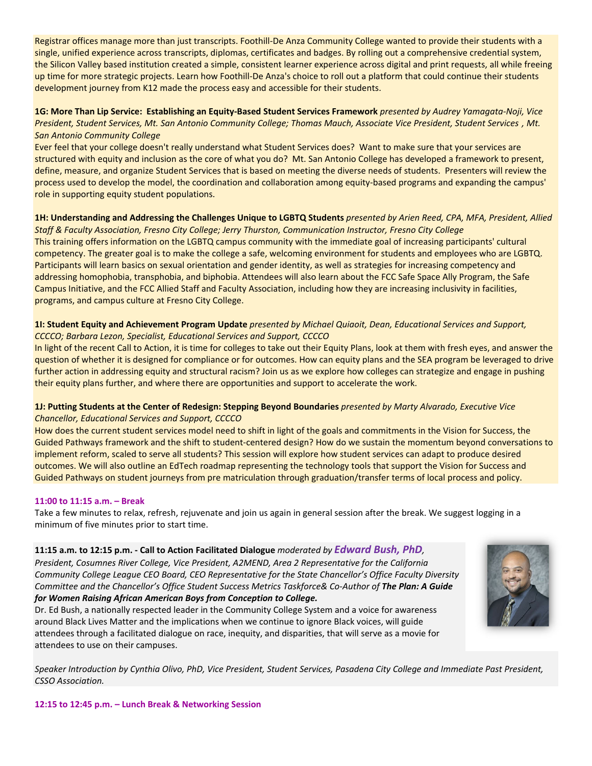Registrar offices manage more than just transcripts. Foothill-De Anza Community College wanted to provide their students with a single, unified experience across transcripts, diplomas, certificates and badges. By rolling out a comprehensive credential system, the Silicon Valley based institution created a simple, consistent learner experience across digital and print requests, all while freeing up time for more strategic projects. Learn how Foothill-De Anza's choice to roll out a platform that could continue their students development journey from K12 made the process easy and accessible for their students.

**1G: More Than Lip Service: Establishing an Equity-Based Student Services Framework** *presented by Audrey Yamagata-Noji, Vice President, Student Services, Mt. San Antonio Community College; Thomas Mauch, Associate Vice President, Student Services , Mt. San Antonio Community College*

Ever feel that your college doesn't really understand what Student Services does? Want to make sure that your services are structured with equity and inclusion as the core of what you do? Mt. San Antonio College has developed a framework to present, define, measure, and organize Student Services that is based on meeting the diverse needs of students. Presenters will review the process used to develop the model, the coordination and collaboration among equity-based programs and expanding the campus' role in supporting equity student populations.

**1H: Understanding and Addressing the Challenges Unique to LGBTQ Students** *presented by Arien Reed, CPA, MFA, President, Allied Staff & Faculty Association, Fresno City College; Jerry Thurston, Communication Instructor, Fresno City College*

This training offers information on the LGBTQ campus community with the immediate goal of increasing participants' cultural competency. The greater goal is to make the college a safe, welcoming environment for students and employees who are LGBTQ. Participants will learn basics on sexual orientation and gender identity, as well as strategies for increasing competency and addressing homophobia, transphobia, and biphobia. Attendees will also learn about the FCC Safe Space Ally Program, the Safe Campus Initiative, and the FCC Allied Staff and Faculty Association, including how they are increasing inclusivity in facilities, programs, and campus culture at Fresno City College.

**1I: Student Equity and Achievement Program Update** *presented by Michael Quiaoit, Dean, Educational Services and Support, CCCCO; Barbara Lezon, Specialist, Educational Services and Support, CCCCO*

In light of the recent Call to Action, it is time for colleges to take out their Equity Plans, look at them with fresh eyes, and answer the question of whether it is designed for compliance or for outcomes. How can equity plans and the SEA program be leveraged to drive further action in addressing equity and structural racism? Join us as we explore how colleges can strategize and engage in pushing their equity plans further, and where there are opportunities and support to accelerate the work.

**1J: Putting Students at the Center of Redesign: Stepping Beyond Boundaries** *presented by Marty Alvarado, Executive Vice Chancellor, Educational Services and Support, CCCCO*

How does the current student services model need to shift in light of the goals and commitments in the Vision for Success, the Guided Pathways framework and the shift to student-centered design? How do we sustain the momentum beyond conversations to implement reform, scaled to serve all students? This session will explore how student services can adapt to produce desired outcomes. We will also outline an EdTech roadmap representing the technology tools that support the Vision for Success and Guided Pathways on student journeys from pre matriculation through graduation/transfer terms of local process and policy.

**11:00 to 11:15 a.m. – Break**

Take a few minutes to relax, refresh, rejuvenate and join us again in general session after the break. We suggest logging in a minimum of five minutes prior to start time.

**11:15 a.m. to 12:15 p.m. - Call to Action Facilitated Dialogue** *moderated by* ***Edward Bush, PhD****, President, Cosumnes River College, Vice President, A2MEND, Area 2 Representative for the California Community College League CEO Board, CEO Representative for the State Chancellor's Office Faculty Diversity Committee and the Chancellor's Office Student Success Metrics Taskforce& Co-Author of* ***The Plan: A Guide for Women Raising African American Boys from Conception to College.***

Dr. Ed Bush, a nationally respected leader in the Community College System and a voice for awareness around Black Lives Matter and the implications when we continue to ignore Black voices, will guide attendees through a facilitated dialogue on race, inequity, and disparities, that will serve as a movie for attendees to use on their campuses.

*Speaker Introduction by Cynthia Olivo, PhD, Vice President, Student Services, Pasadena City College and Immediate Past President, CSSO Association.*

**12:15 to 12:45 p.m. – Lunch Break & Networking Session**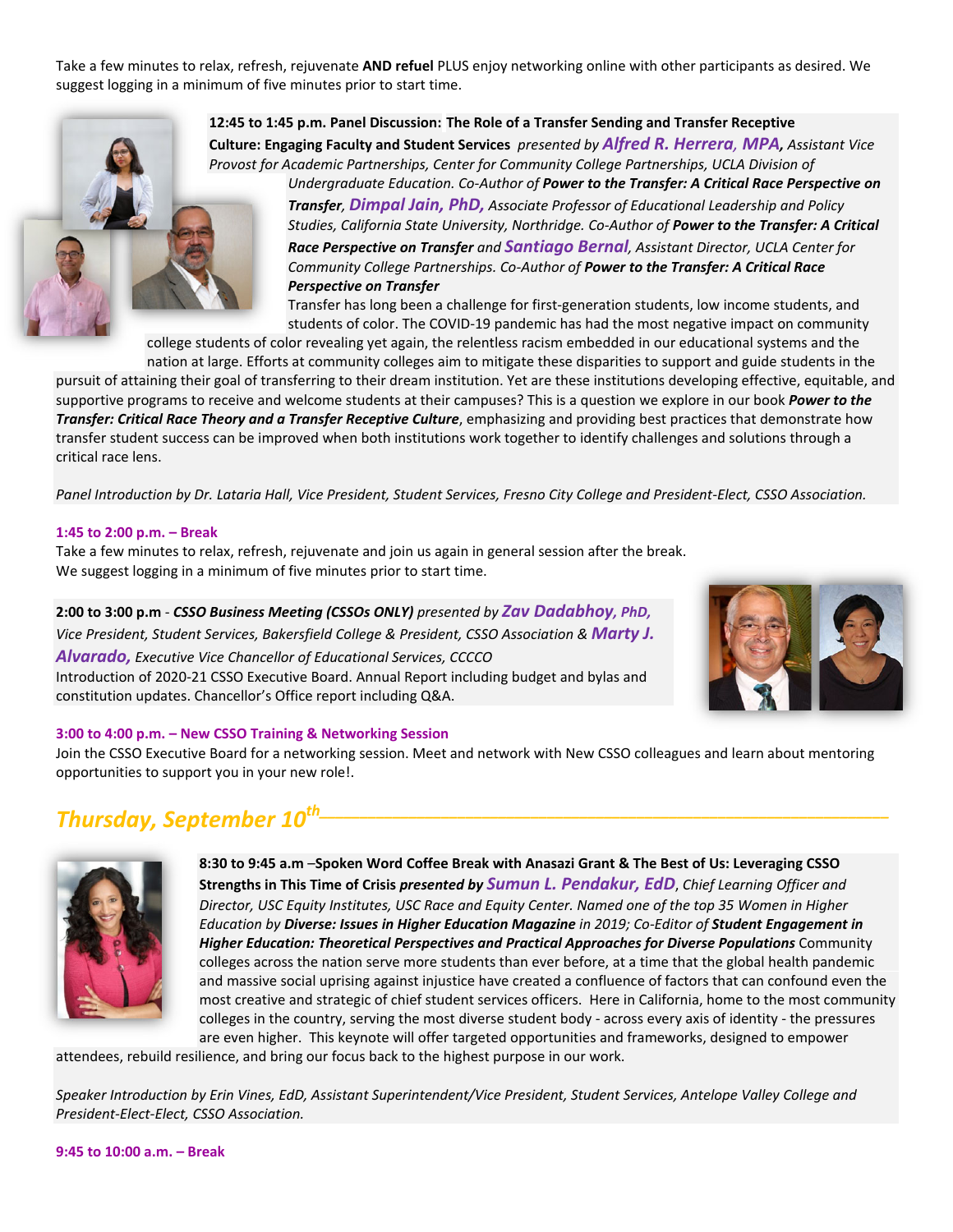Take a few minutes to relax, refresh, rejuvenate **AND refuel** PLUS enjoy networking online with other participants as desired. We suggest logging in a minimum of five minutes prior to start time.

**12:45 to 1:45 p.m. Panel Discussion: The Role of a Transfer Sending and Transfer Receptive Culture: Engaging Faculty and Student Services** *presented by* ***Alfred R. Herrera, MPA****, Assistant Vice Provost for Academic Partnerships, Center for Community College Partnerships, UCLA Division of Undergraduate Education. Co-Author of* ***Power to the Transfer: A Critical Race Perspective on Transfer****,* ***Dimpal Jain, PhD,*** *Associate Professor of Educational Leadership and Policy Studies, California State University, Northridge. Co-Author of* ***Power to the Transfer: A Critical Race Perspective on Transfer*** *and* ***Santiago Bernal****, Assistant Director, UCLA Center for Community College Partnerships. Co-Author of* ***Power to the Transfer: A Critical Race Perspective on Transfer***

Transfer has long been a challenge for first-generation students, low income students, and students of color. The COVID-19 pandemic has had the most negative impact on community college students of color revealing yet again, the relentless racism embedded in our educational systems and the nation at large. Efforts at community colleges aim to mitigate these disparities to support and guide students in the pursuit of attaining their goal of transferring to their dream institution. Yet are these institutions developing effective, equitable, and supportive programs to receive and welcome students at their campuses? This is a question we explore in our book ***Power to the Transfer: Critical Race Theory and a Transfer Receptive Culture***, emphasizing and providing best practices that demonstrate how transfer student success can be improved when both institutions work together to identify challenges and solutions through a critical race lens.

*Panel Introduction by Dr. Lataria Hall, Vice President, Student Services, Fresno City College and President-Elect, CSSO Association.*

**1:45 to 2:00 p.m. – Break**

Take a few minutes to relax, refresh, rejuvenate and join us again in general session after the break. We suggest logging in a minimum of five minutes prior to start time.

**2:00 to 3:00 p.m** - ***CSSO Business Meeting (CSSOs ONLY)*** *presented by* ***Zav Dadabhoy, PhD,*** *Vice President, Student Services, Bakersfield College & President, CSSO Association &* ***Marty J. Alvarado,*** *Executive Vice Chancellor of Educational Services, CCCCO*

Introduction of 2020-21 CSSO Executive Board. Annual Report including budget and bylas and constitution updates. Chancellor's Office report including Q&A.

**3:00 to 4:00 p.m. – New CSSO Training & Networking Session**

Join the CSSO Executive Board for a networking session. Meet and network with New CSSO colleagues and learn about mentoring opportunities to support you in your new role!.

## *Thursday, September 10th*

**8:30 to 9:45 a.m –Spoken Word Coffee Break with Anasazi Grant & The Best of Us: Leveraging CSSO Strengths in This Time of Crisis** ***presented by*** ***Sumun L. Pendakur, EdD****, Chief Learning Officer and Director, USC Equity Institutes, USC Race and Equity Center. Named one of the top 35 Women in Higher Education by* ***Diverse: Issues in Higher Education Magazine*** *in 2019; Co-Editor of* ***Student Engagement in Higher Education: Theoretical Perspectives and Practical Approaches for Diverse Populations*** Community colleges across the nation serve more students than ever before, at a time that the global health pandemic and massive social uprising against injustice have created a confluence of factors that can confound even the most creative and strategic of chief student services officers. Here in California, home to the most community colleges in the country, serving the most diverse student body - across every axis of identity - the pressures are even higher. This keynote will offer targeted opportunities and frameworks, designed to empower attendees, rebuild resilience, and bring our focus back to the highest purpose in our work.

*Speaker Introduction by Erin Vines, EdD, Assistant Superintendent/Vice President, Student Services, Antelope Valley College and President-Elect-Elect, CSSO Association.*

**9:45 to 10:00 a.m. – Break**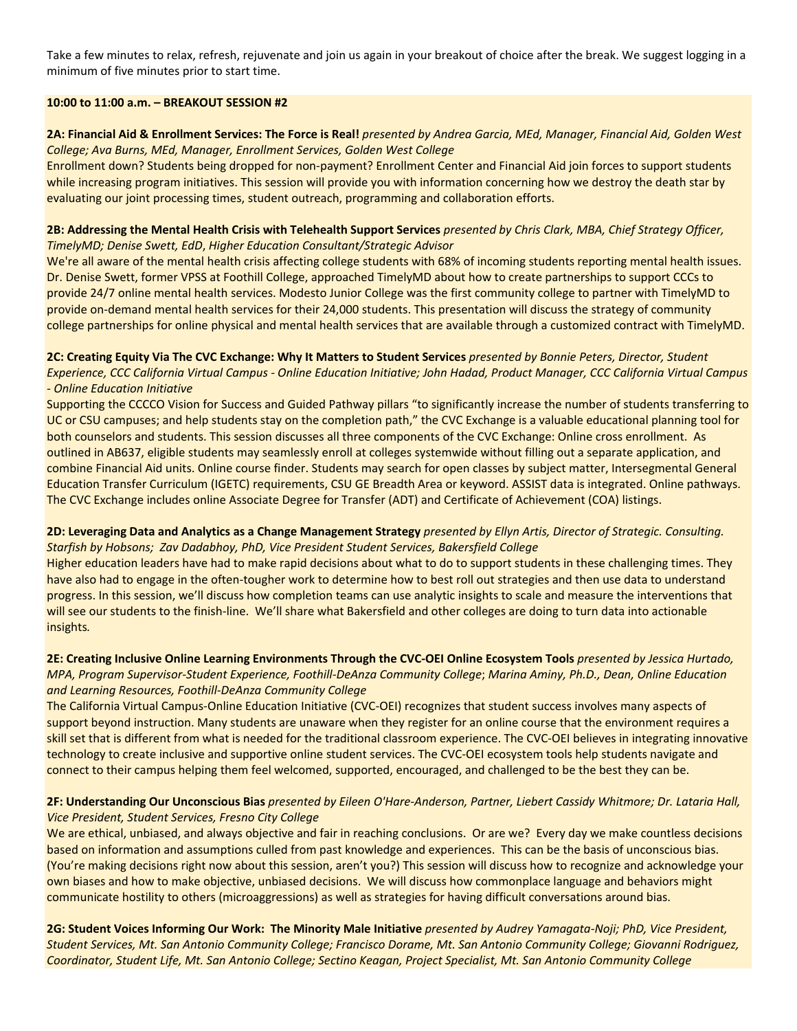Take a few minutes to relax, refresh, rejuvenate and join us again in your breakout of choice after the break. We suggest logging in a minimum of five minutes prior to start time.

**10:00 to 11:00 a.m. – BREAKOUT SESSION #2**

**2A: Financial Aid & Enrollment Services: The Force is Real!** *presented by Andrea Garcia, MEd, Manager, Financial Aid, Golden West College; Ava Burns, MEd, Manager, Enrollment Services, Golden West College*
Enrollment down? Students being dropped for non-payment? Enrollment Center and Financial Aid join forces to support students while increasing program initiatives. This session will provide you with information concerning how we destroy the death star by evaluating our joint processing times, student outreach, programming and collaboration efforts.

**2B: Addressing the Mental Health Crisis with Telehealth Support Services** *presented by Chris Clark, MBA, Chief Strategy Officer, TimelyMD; Denise Swett, EdD, Higher Education Consultant/Strategic Advisor*
We're all aware of the mental health crisis affecting college students with 68% of incoming students reporting mental health issues. Dr. Denise Swett, former VPSS at Foothill College, approached TimelyMD about how to create partnerships to support CCCs to provide 24/7 online mental health services. Modesto Junior College was the first community college to partner with TimelyMD to provide on-demand mental health services for their 24,000 students. This presentation will discuss the strategy of community college partnerships for online physical and mental health services that are available through a customized contract with TimelyMD.

**2C: Creating Equity Via The CVC Exchange: Why It Matters to Student Services** *presented by Bonnie Peters, Director, Student Experience, CCC California Virtual Campus - Online Education Initiative; John Hadad, Product Manager, CCC California Virtual Campus - Online Education Initiative*
Supporting the CCCCO Vision for Success and Guided Pathway pillars "to significantly increase the number of students transferring to UC or CSU campuses; and help students stay on the completion path," the CVC Exchange is a valuable educational planning tool for both counselors and students. This session discusses all three components of the CVC Exchange: Online cross enrollment. As outlined in AB637, eligible students may seamlessly enroll at colleges systemwide without filling out a separate application, and combine Financial Aid units. Online course finder. Students may search for open classes by subject matter, Intersegmental General Education Transfer Curriculum (IGETC) requirements, CSU GE Breadth Area or keyword. ASSIST data is integrated. Online pathways. The CVC Exchange includes online Associate Degree for Transfer (ADT) and Certificate of Achievement (COA) listings.

**2D: Leveraging Data and Analytics as a Change Management Strategy** *presented by Ellyn Artis, Director of Strategic. Consulting. Starfish by Hobsons; Zav Dadabhoy, PhD, Vice President Student Services, Bakersfield College*
Higher education leaders have had to make rapid decisions about what to do to support students in these challenging times. They have also had to engage in the often-tougher work to determine how to best roll out strategies and then use data to understand progress. In this session, we'll discuss how completion teams can use analytic insights to scale and measure the interventions that will see our students to the finish-line. We'll share what Bakersfield and other colleges are doing to turn data into actionable insights.

**2E: Creating Inclusive Online Learning Environments Through the CVC-OEI Online Ecosystem Tools** *presented by Jessica Hurtado, MPA, Program Supervisor-Student Experience, Foothill-DeAnza Community College*; *Marina Aminy, Ph.D., Dean, Online Education and Learning Resources, Foothill-DeAnza Community College*
The California Virtual Campus-Online Education Initiative (CVC-OEI) recognizes that student success involves many aspects of support beyond instruction. Many students are unaware when they register for an online course that the environment requires a skill set that is different from what is needed for the traditional classroom experience. The CVC-OEI believes in integrating innovative technology to create inclusive and supportive online student services. The CVC-OEI ecosystem tools help students navigate and connect to their campus helping them feel welcomed, supported, encouraged, and challenged to be the best they can be.

**2F: Understanding Our Unconscious Bias** *presented by Eileen O'Hare-Anderson, Partner, Liebert Cassidy Whitmore; Dr. Lataria Hall, Vice President, Student Services, Fresno City College*
We are ethical, unbiased, and always objective and fair in reaching conclusions. Or are we? Every day we make countless decisions based on information and assumptions culled from past knowledge and experiences. This can be the basis of unconscious bias. (You're making decisions right now about this session, aren't you?) This session will discuss how to recognize and acknowledge your own biases and how to make objective, unbiased decisions. We will discuss how commonplace language and behaviors might communicate hostility to others (microaggressions) as well as strategies for having difficult conversations around bias.

**2G: Student Voices Informing Our Work: The Minority Male Initiative** *presented by Audrey Yamagata-Noji; PhD, Vice President, Student Services, Mt. San Antonio Community College; Francisco Dorame, Mt. San Antonio Community College; Giovanni Rodriguez, Coordinator, Student Life, Mt. San Antonio College; Sectino Keagan, Project Specialist, Mt. San Antonio Community College*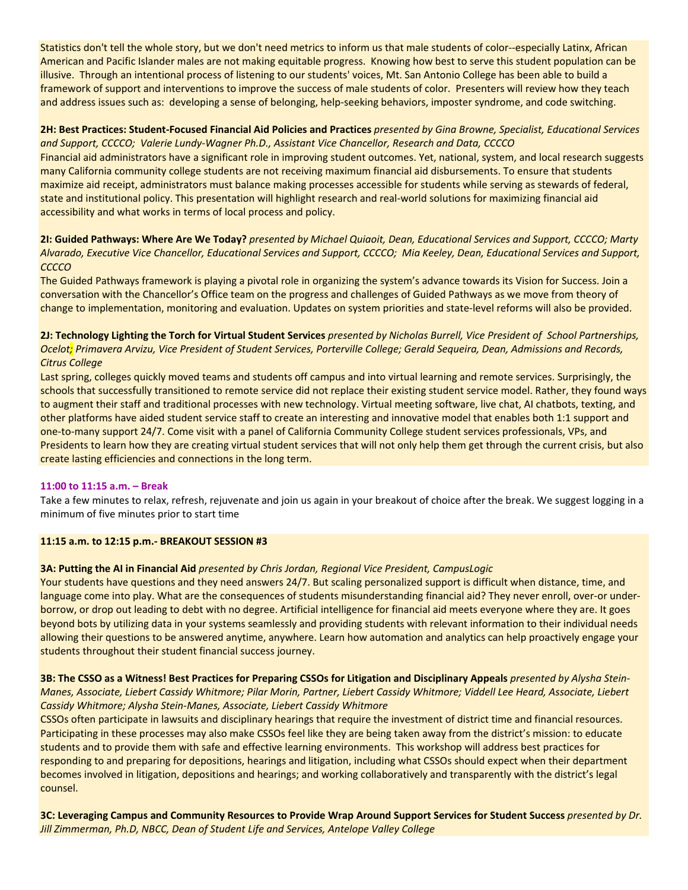Statistics don't tell the whole story, but we don't need metrics to inform us that male students of color--especially Latinx, African American and Pacific Islander males are not making equitable progress. Knowing how best to serve this student population can be illusive. Through an intentional process of listening to our students' voices, Mt. San Antonio College has been able to build a framework of support and interventions to improve the success of male students of color. Presenters will review how they teach and address issues such as: developing a sense of belonging, help-seeking behaviors, imposter syndrome, and code switching.

**2H: Best Practices: Student-Focused Financial Aid Policies and Practices** *presented by Gina Browne, Specialist, Educational Services and Support, CCCCO; Valerie Lundy-Wagner Ph.D., Assistant Vice Chancellor, Research and Data, CCCCO*
Financial aid administrators have a significant role in improving student outcomes. Yet, national, system, and local research suggests many California community college students are not receiving maximum financial aid disbursements. To ensure that students maximize aid receipt, administrators must balance making processes accessible for students while serving as stewards of federal, state and institutional policy. This presentation will highlight research and real-world solutions for maximizing financial aid accessibility and what works in terms of local process and policy.

**2I: Guided Pathways: Where Are We Today?** *presented by Michael Quiaoit, Dean, Educational Services and Support, CCCCO; Marty Alvarado, Executive Vice Chancellor, Educational Services and Support, CCCCO; Mia Keeley, Dean, Educational Services and Support, CCCCO*
The Guided Pathways framework is playing a pivotal role in organizing the system's advance towards its Vision for Success. Join a conversation with the Chancellor's Office team on the progress and challenges of Guided Pathways as we move from theory of change to implementation, monitoring and evaluation. Updates on system priorities and state-level reforms will also be provided.

**2J: Technology Lighting the Torch for Virtual Student Services** *presented by Nicholas Burrell, Vice President of School Partnerships, Ocelot; Primavera Arvizu, Vice President of Student Services, Porterville College; Gerald Sequeira, Dean, Admissions and Records, Citrus College*
Last spring, colleges quickly moved teams and students off campus and into virtual learning and remote services. Surprisingly, the schools that successfully transitioned to remote service did not replace their existing student service model. Rather, they found ways to augment their staff and traditional processes with new technology. Virtual meeting software, live chat, AI chatbots, texting, and other platforms have aided student service staff to create an interesting and innovative model that enables both 1:1 support and one-to-many support 24/7. Come visit with a panel of California Community College student services professionals, VPs, and Presidents to learn how they are creating virtual student services that will not only help them get through the current crisis, but also create lasting efficiencies and connections in the long term.

**11:00 to 11:15 a.m. – Break**

Take a few minutes to relax, refresh, rejuvenate and join us again in your breakout of choice after the break. We suggest logging in a minimum of five minutes prior to start time

**11:15 a.m. to 12:15 p.m.- BREAKOUT SESSION #3**

**3A: Putting the AI in Financial Aid** *presented by Chris Jordan, Regional Vice President, CampusLogic*
Your students have questions and they need answers 24/7. But scaling personalized support is difficult when distance, time, and language come into play. What are the consequences of students misunderstanding financial aid? They never enroll, over-or under-borrow, or drop out leading to debt with no degree. Artificial intelligence for financial aid meets everyone where they are. It goes beyond bots by utilizing data in your systems seamlessly and providing students with relevant information to their individual needs allowing their questions to be answered anytime, anywhere. Learn how automation and analytics can help proactively engage your students throughout their student financial success journey.

**3B: The CSSO as a Witness! Best Practices for Preparing CSSOs for Litigation and Disciplinary Appeals** *presented by Alysha Stein-Manes, Associate, Liebert Cassidy Whitmore; Pilar Morin, Partner, Liebert Cassidy Whitmore; Viddell Lee Heard, Associate, Liebert Cassidy Whitmore; Alysha Stein-Manes, Associate, Liebert Cassidy Whitmore*
CSSOs often participate in lawsuits and disciplinary hearings that require the investment of district time and financial resources. Participating in these processes may also make CSSOs feel like they are being taken away from the district's mission: to educate students and to provide them with safe and effective learning environments. This workshop will address best practices for responding to and preparing for depositions, hearings and litigation, including what CSSOs should expect when their department becomes involved in litigation, depositions and hearings; and working collaboratively and transparently with the district's legal counsel.

**3C: Leveraging Campus and Community Resources to Provide Wrap Around Support Services for Student Success** *presented by Dr. Jill Zimmerman, Ph.D, NBCC, Dean of Student Life and Services, Antelope Valley College*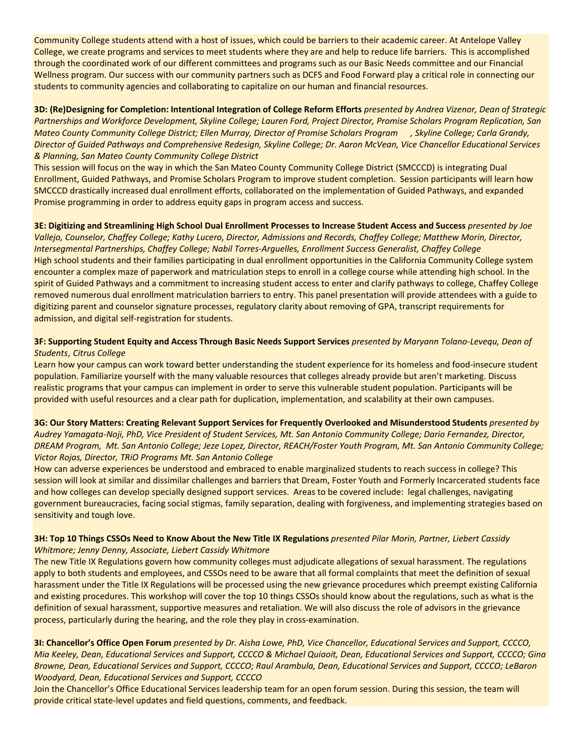Community College students attend with a host of issues, which could be barriers to their academic career. At Antelope Valley College, we create programs and services to meet students where they are and help to reduce life barriers. This is accomplished through the coordinated work of our different committees and programs such as our Basic Needs committee and our Financial Wellness program. Our success with our community partners such as DCFS and Food Forward play a critical role in connecting our students to community agencies and collaborating to capitalize on our human and financial resources.

**3D: (Re)Designing for Completion: Intentional Integration of College Reform Efforts** *presented by Andrea Vizenor, Dean of Strategic Partnerships and Workforce Development, Skyline College; Lauren Ford, Project Director, Promise Scholars Program Replication, San Mateo County Community College District; Ellen Murray, Director of Promise Scholars Program , Skyline College; Carla Grandy, Director of Guided Pathways and Comprehensive Redesign, Skyline College; Dr. Aaron McVean, Vice Chancellor Educational Services & Planning, San Mateo County Community College District*
This session will focus on the way in which the San Mateo County Community College District (SMCCCD) is integrating Dual Enrollment, Guided Pathways, and Promise Scholars Program to improve student completion. Session participants will learn how SMCCCD drastically increased dual enrollment efforts, collaborated on the implementation of Guided Pathways, and expanded Promise programming in order to address equity gaps in program access and success.

**3E: Digitizing and Streamlining High School Dual Enrollment Processes to Increase Student Access and Success** *presented by Joe Vallejo, Counselor, Chaffey College; Kathy Lucero, Director, Admissions and Records, Chaffey College; Matthew Morin, Director, Intersegmental Partnerships, Chaffey College; Nabil Torres-Arguelles, Enrollment Success Generalist, Chaffey College*
High school students and their families participating in dual enrollment opportunities in the California Community College system encounter a complex maze of paperwork and matriculation steps to enroll in a college course while attending high school. In the spirit of Guided Pathways and a commitment to increasing student access to enter and clarify pathways to college, Chaffey College removed numerous dual enrollment matriculation barriers to entry. This panel presentation will provide attendees with a guide to digitizing parent and counselor signature processes, regulatory clarity about removing of GPA, transcript requirements for admission, and digital self-registration for students.

**3F: Supporting Student Equity and Access Through Basic Needs Support Services** *presented by Maryann Tolano-Levequ, Dean of Students, Citrus College*
Learn how your campus can work toward better understanding the student experience for its homeless and food-insecure student population. Familiarize yourself with the many valuable resources that colleges already provide but aren't marketing. Discuss realistic programs that your campus can implement in order to serve this vulnerable student population. Participants will be provided with useful resources and a clear path for duplication, implementation, and scalability at their own campuses.

**3G: Our Story Matters: Creating Relevant Support Services for Frequently Overlooked and Misunderstood Students** *presented by Audrey Yamagata-Noji, PhD, Vice President of Student Services, Mt. San Antonio Community College; Dario Fernandez, Director, DREAM Program, Mt. San Antonio College; Jeze Lopez, Director, REACH/Foster Youth Program, Mt. San Antonio Community College; Victor Rojas, Director, TRiO Programs Mt. San Antonio College*
How can adverse experiences be understood and embraced to enable marginalized students to reach success in college? This session will look at similar and dissimilar challenges and barriers that Dream, Foster Youth and Formerly Incarcerated students face and how colleges can develop specially designed support services. Areas to be covered include: legal challenges, navigating government bureaucracies, facing social stigmas, family separation, dealing with forgiveness, and implementing strategies based on sensitivity and tough love.

**3H: Top 10 Things CSSOs Need to Know About the New Title IX Regulations** *presented Pilar Morin, Partner, Liebert Cassidy Whitmore; Jenny Denny, Associate, Liebert Cassidy Whitmore*
The new Title IX Regulations govern how community colleges must adjudicate allegations of sexual harassment. The regulations apply to both students and employees, and CSSOs need to be aware that all formal complaints that meet the definition of sexual harassment under the Title IX Regulations will be processed using the new grievance procedures which preempt existing California and existing procedures. This workshop will cover the top 10 things CSSOs should know about the regulations, such as what is the definition of sexual harassment, supportive measures and retaliation. We will also discuss the role of advisors in the grievance process, particularly during the hearing, and the role they play in cross-examination.

**3I: Chancellor's Office Open Forum** *presented by Dr. Aisha Lowe, PhD, Vice Chancellor, Educational Services and Support, CCCCO, Mia Keeley, Dean, Educational Services and Support, CCCCO & Michael Quiaoit, Dean, Educational Services and Support, CCCCO; Gina Browne, Dean, Educational Services and Support, CCCCO; Raul Arambula, Dean, Educational Services and Support, CCCCO; LeBaron Woodyard, Dean, Educational Services and Support, CCCCO*
Join the Chancellor's Office Educational Services leadership team for an open forum session. During this session, the team will provide critical state-level updates and field questions, comments, and feedback.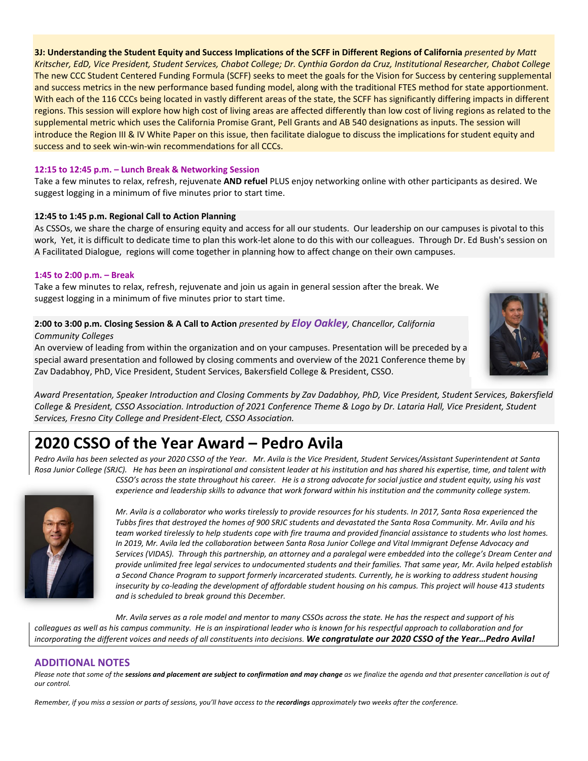**3J: Understanding the Student Equity and Success Implications of the SCFF in Different Regions of California** *presented by Matt Kritscher, EdD, Vice President, Student Services, Chabot College; Dr. Cynthia Gordon da Cruz, Institutional Researcher, Chabot College*
The new CCC Student Centered Funding Formula (SCFF) seeks to meet the goals for the Vision for Success by centering supplemental and success metrics in the new performance based funding model, along with the traditional FTES method for state apportionment. With each of the 116 CCCs being located in vastly different areas of the state, the SCFF has significantly differing impacts in different regions. This session will explore how high cost of living areas are affected differently than low cost of living regions as related to the supplemental metric which uses the California Promise Grant, Pell Grants and AB 540 designations as inputs. The session will introduce the Region III & IV White Paper on this issue, then facilitate dialogue to discuss the implications for student equity and success and to seek win-win-win recommendations for all CCCs.

**12:15 to 12:45 p.m. – Lunch Break & Networking Session**
Take a few minutes to relax, refresh, rejuvenate **AND refuel** PLUS enjoy networking online with other participants as desired. We suggest logging in a minimum of five minutes prior to start time.

**12:45 to 1:45 p.m. Regional Call to Action Planning**
As CSSOs, we share the charge of ensuring equity and access for all our students. Our leadership on our campuses is pivotal to this work, Yet, it is difficult to dedicate time to plan this work-let alone to do this with our colleagues. Through Dr. Ed Bush's session on A Facilitated Dialogue, regions will come together in planning how to affect change on their own campuses.

**1:45 to 2:00 p.m. – Break**
Take a few minutes to relax, refresh, rejuvenate and join us again in general session after the break. We suggest logging in a minimum of five minutes prior to start time.

**2:00 to 3:00 p.m. Closing Session & A Call to Action** *presented by* ***Eloy Oakley****, Chancellor, California Community Colleges*
An overview of leading from within the organization and on your campuses. Presentation will be preceded by a special award presentation and followed by closing comments and overview of the 2021 Conference theme by Zav Dadabhoy, PhD, Vice President, Student Services, Bakersfield College & President, CSSO.

*Award Presentation, Speaker Introduction and Closing Comments by Zav Dadabhoy, PhD, Vice President, Student Services, Bakersfield College & President, CSSO Association. Introduction of 2021 Conference Theme & Logo by Dr. Lataria Hall, Vice President, Student Services, Fresno City College and President-Elect, CSSO Association.*

# 2020 CSSO of the Year Award – Pedro Avila

*Pedro Avila has been selected as your 2020 CSSO of the Year. Mr. Avila is the Vice President, Student Services/Assistant Superintendent at Santa Rosa Junior College (SRJC). He has been an inspirational and consistent leader at his institution and has shared his expertise, time, and talent with CSSO's across the state throughout his career. He is a strong advocate for social justice and student equity, using his vast experience and leadership skills to advance that work forward within his institution and the community college system.*

*Mr. Avila is a collaborator who works tirelessly to provide resources for his students. In 2017, Santa Rosa experienced the Tubbs fires that destroyed the homes of 900 SRJC students and devastated the Santa Rosa Community. Mr. Avila and his team worked tirelessly to help students cope with fire trauma and provided financial assistance to students who lost homes. In 2019, Mr. Avila led the collaboration between Santa Rosa Junior College and Vital Immigrant Defense Advocacy and Services (VIDAS). Through this partnership, an attorney and a paralegal were embedded into the college's Dream Center and provide unlimited free legal services to undocumented students and their families. That same year, Mr. Avila helped establish a Second Chance Program to support formerly incarcerated students. Currently, he is working to address student housing insecurity by co-leading the development of affordable student housing on his campus. This project will house 413 students and is scheduled to break ground this December.*

*Mr. Avila serves as a role model and mentor to many CSSOs across the state. He has the respect and support of his colleagues as well as his campus community. He is an inspirational leader who is known for his respectful approach to collaboration and for incorporating the different voices and needs of all constituents into decisions.* ***We congratulate our 2020 CSSO of the Year…Pedro Avila!***

## ADDITIONAL NOTES

*Please note that some of the* ***sessions and placement are subject to confirmation and may change*** *as we finalize the agenda and that presenter cancellation is out of our control.*

*Remember, if you miss a session or parts of sessions, you'll have access to the* ***recordings*** *approximately two weeks after the conference.*